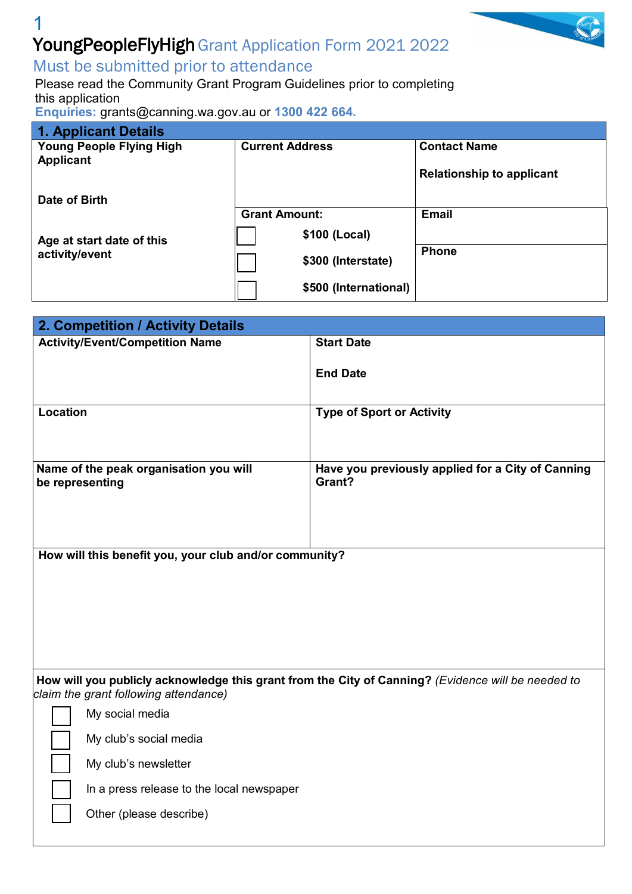# YoungPeopleFlyHigh Grant Application Form 2021 2022

## Must be submitted prior to attendance

Please read the Community Grant Program Guidelines prior to completing this application

**Enquiries:** grants@canning.wa.gov.au or **1300 422 664.**

## 1. Applicant Details

| **Young People Flying High Applicant** | **Current Address** | **Contact Name** |
|---|---|---|
| **Date of Birth** | | **Relationship to applicant** |
| **Age at start date of this activity/event** | **Grant Amount:** | **Email** |
| | ☐ **$100 (Local)** | **Phone** |
| | ☐ **$300 (Interstate)** | |
| | ☐ **$500 (International)** | |

## 2. Competition / Activity Details

| **Activity/Event/Competition Name** | **Start Date** |
|---|---|
| | **End Date** |
| **Location** | **Type of Sport or Activity** |
| **Name of the peak organisation you will be representing** | **Have you previously applied for a City of Canning Grant?** |

**How will this benefit you, your club and/or community?**

**How will you publicly acknowledge this grant from the City of Canning?** *(Evidence will be needed to claim the grant following attendance)*

- ☐ My social media
- ☐ My club's social media
- ☐ My club's newsletter
- ☐ In a press release to the local newspaper
- ☐ Other (please describe)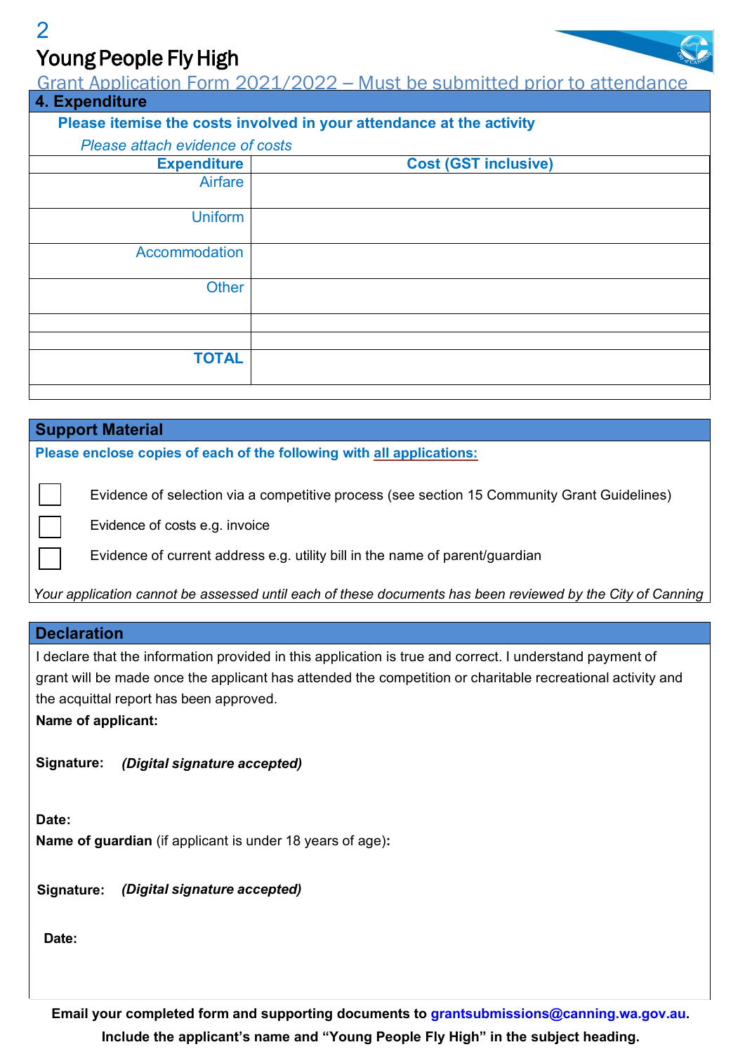# Young People Fly High

Grant Application Form 2021/2022 – Must be submitted prior to attendance

## 4. Expenditure

**Please itemise the costs involved in your attendance at the activity**

*Please attach evidence of costs*

| Expenditure | Cost (GST inclusive) |
|---|---|
| Airfare | |
| Uniform | |
| Accommodation | |
| Other | |
| | |
| | |
| **TOTAL** | |

## Support Material

**Please enclose copies of each of the following with all applications:**

- ☐ Evidence of selection via a competitive process (see section 15 Community Grant Guidelines)
- ☐ Evidence of costs e.g. invoice
- ☐ Evidence of current address e.g. utility bill in the name of parent/guardian

*Your application cannot be assessed until each of these documents has been reviewed by the City of Canning*

## Declaration

I declare that the information provided in this application is true and correct. I understand payment of grant will be made once the applicant has attended the competition or charitable recreational activity and the acquittal report has been approved.

**Name of applicant:**

**Signature:** ***(Digital signature accepted)***

**Date:**

**Name of guardian** (if applicant is under 18 years of age)**:**

**Signature:** ***(Digital signature accepted)***

**Date:**

**Email your completed form and supporting documents to grantsubmissions@canning.wa.gov.au.**
**Include the applicant's name and "Young People Fly High" in the subject heading.**